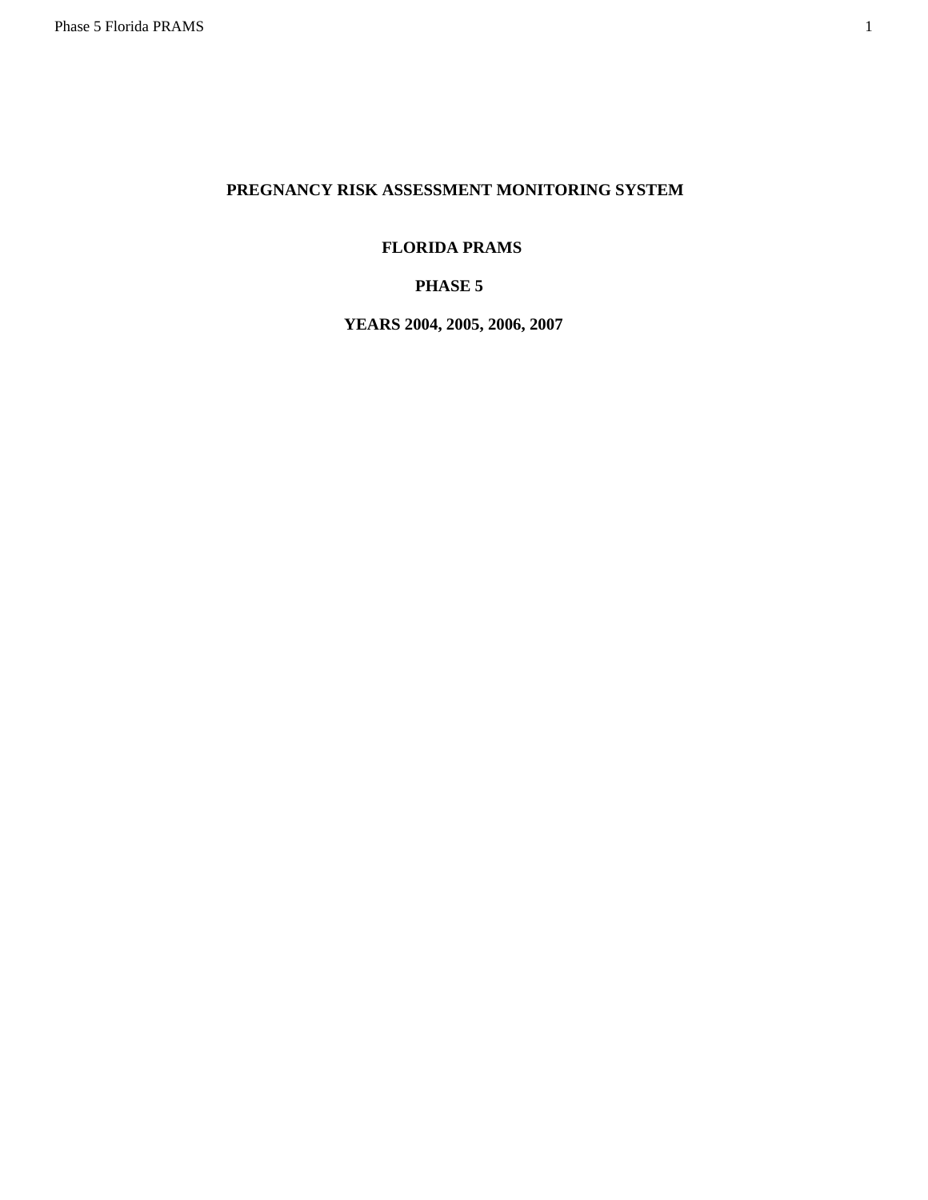# PREGNANCY RISK ASSESSMENT MONITORING SYSTEM

## FLORIDA PRAMS

## PHASE 5

## YEARS 2004, 2005, 2006, 2007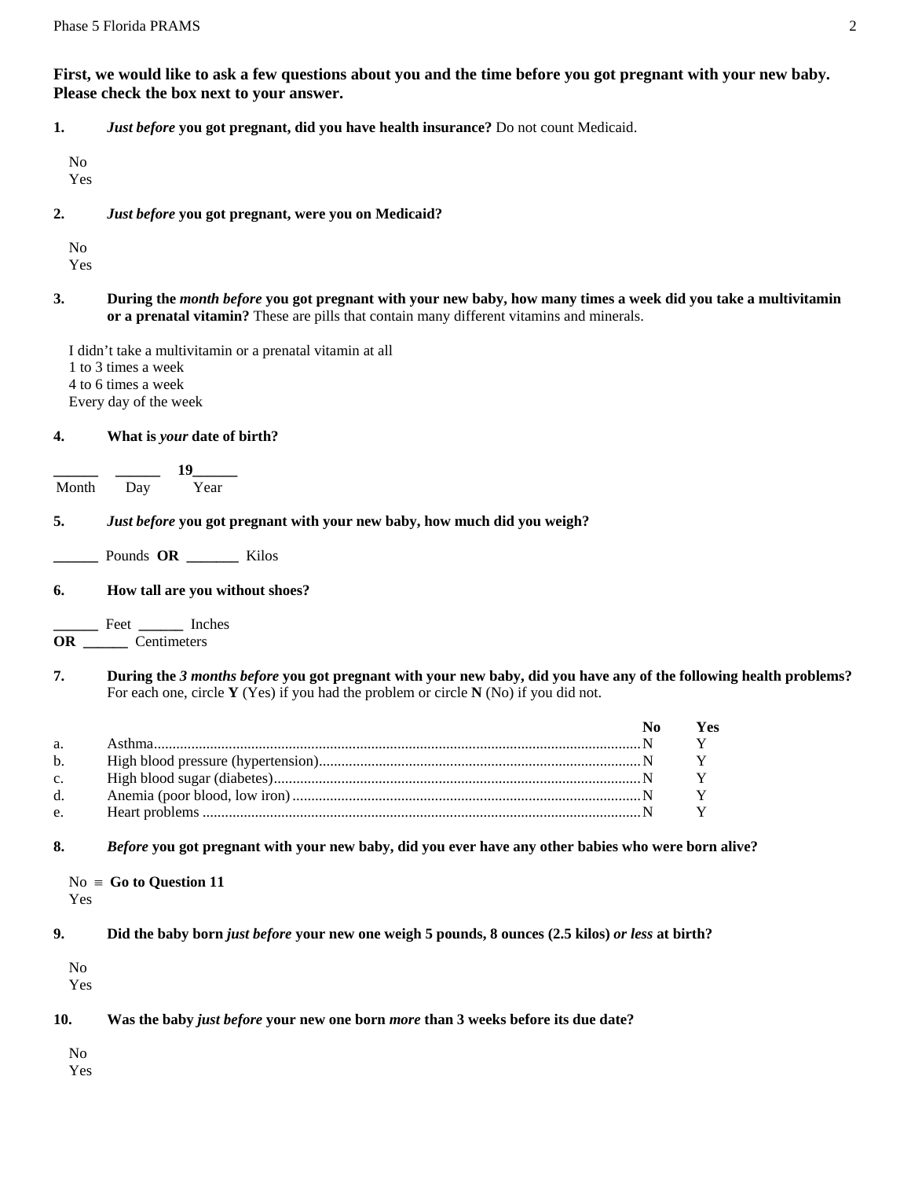**First, we would like to ask a few questions about you and the time before you got pregnant with your new baby. Please check the box next to your answer.**

**1.** ***Just before*** **you got pregnant, did you have health insurance?** Do not count Medicaid.

No
Yes

**2.** ***Just before*** **you got pregnant, were you on Medicaid?**

No
Yes

**3.** **During the *month before* you got pregnant with your new baby, how many times a week did you take a multivitamin or a prenatal vitamin?** These are pills that contain many different vitamins and minerals.

I didn't take a multivitamin or a prenatal vitamin at all
1 to 3 times a week
4 to 6 times a week
Every day of the week

**4.** **What is *your* date of birth?**

______ ______ **19**______
Month Day Year

**5.** ***Just before*** **you got pregnant with your new baby, how much did you weigh?**

______ Pounds **OR** _______ Kilos

**6.** **How tall are you without shoes?**

______ Feet ______ Inches
**OR** ______ Centimeters

**7.** **During the *3 months before* you got pregnant with your new baby, did you have any of the following health problems?** For each one, circle **Y** (Yes) if you had the problem or circle **N** (No) if you did not.

| | | **No** | **Yes** |
|---|---|---|---|
| a. | Asthma | N | Y |
| b. | High blood pressure (hypertension) | N | Y |
| c. | High blood sugar (diabetes) | N | Y |
| d. | Anemia (poor blood, low iron) | N | Y |
| e. | Heart problems | N | Y |

**8.** ***Before*** **you got pregnant with your new baby, did you ever have any other babies who were born alive?**

No ≡ **Go to Question 11**
Yes

**9.** **Did the baby born *just before* your new one weigh 5 pounds, 8 ounces (2.5 kilos) *or less* at birth?**

No
Yes

**10.** **Was the baby *just before* your new one born *more* than 3 weeks before its due date?**

No
Yes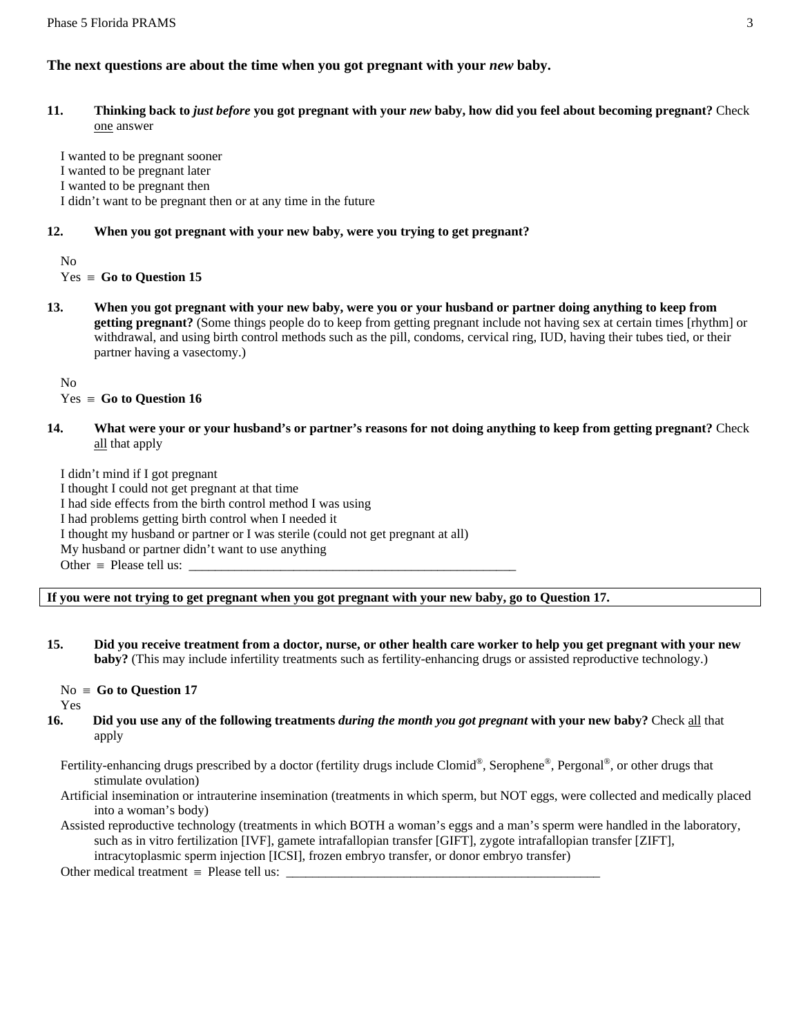**The next questions are about the time when you got pregnant with your *new* baby.**

**11. Thinking back to *just before* you got pregnant with your *new* baby, how did you feel about becoming pregnant?** Check one answer

- I wanted to be pregnant sooner
- I wanted to be pregnant later
- I wanted to be pregnant then
- I didn't want to be pregnant then or at any time in the future

**12. When you got pregnant with your new baby, were you trying to get pregnant?**

- No
- Yes ≡ **Go to Question 15**

**13. When you got pregnant with your new baby, were you or your husband or partner doing anything to keep from getting pregnant?** (Some things people do to keep from getting pregnant include not having sex at certain times [rhythm] or withdrawal, and using birth control methods such as the pill, condoms, cervical ring, IUD, having their tubes tied, or their partner having a vasectomy.)

- No
- Yes ≡ **Go to Question 16**

**14. What were your or your husband's or partner's reasons for not doing anything to keep from getting pregnant?** Check all that apply

- I didn't mind if I got pregnant
- I thought I could not get pregnant at that time
- I had side effects from the birth control method I was using
- I had problems getting birth control when I needed it
- I thought my husband or partner or I was sterile (could not get pregnant at all)
- My husband or partner didn't want to use anything
- Other ≡ Please tell us: ___________________________________________________

**If you were not trying to get pregnant when you got pregnant with your new baby, go to Question 17.**

**15. Did you receive treatment from a doctor, nurse, or other health care worker to help you get pregnant with your new baby?** (This may include infertility treatments such as fertility-enhancing drugs or assisted reproductive technology.)

- No ≡ **Go to Question 17**
- Yes

**16. Did you use any of the following treatments *during the month you got pregnant* with your new baby?** Check all that apply

- Fertility-enhancing drugs prescribed by a doctor (fertility drugs include Clomid®, Serophene®, Pergonal®, or other drugs that stimulate ovulation)
- Artificial insemination or intrauterine insemination (treatments in which sperm, but NOT eggs, were collected and medically placed into a woman's body)
- Assisted reproductive technology (treatments in which BOTH a woman's eggs and a man's sperm were handled in the laboratory, such as in vitro fertilization [IVF], gamete intrafallopian transfer [GIFT], zygote intrafallopian transfer [ZIFT], intracytoplasmic sperm injection [ICSI], frozen embryo transfer, or donor embryo transfer)
- Other medical treatment ≡ Please tell us: _________________________________________________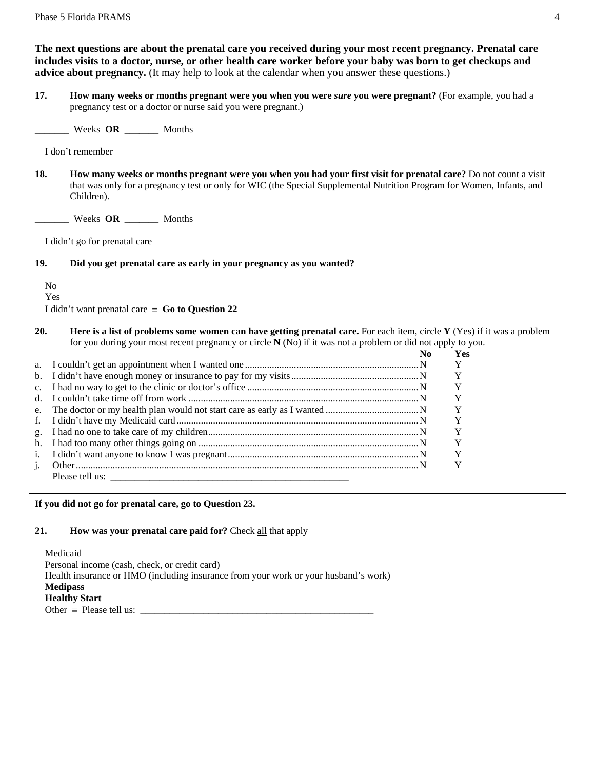**The next questions are about the prenatal care you received during your most recent pregnancy. Prenatal care includes visits to a doctor, nurse, or other health care worker before your baby was born to get checkups and advice about pregnancy.** (It may help to look at the calendar when you answer these questions.)

**17. How many weeks or months pregnant were you when you were *sure* you were pregnant?** (For example, you had a pregnancy test or a doctor or nurse said you were pregnant.)

_______ Weeks **OR** _______ Months

I don't remember

**18. How many weeks or months pregnant were you when you had your first visit for prenatal care?** Do not count a visit that was only for a pregnancy test or only for WIC (the Special Supplemental Nutrition Program for Women, Infants, and Children).

_______ Weeks **OR** _______ Months

I didn't go for prenatal care

**19. Did you get prenatal care as early in your pregnancy as you wanted?**

No
Yes
I didn't want prenatal care ≡ **Go to Question 22**

**20. Here is a list of problems some women can have getting prenatal care.** For each item, circle **Y** (Yes) if it was a problem for you during your most recent pregnancy or circle **N** (No) if it was not a problem or did not apply to you.

| | | No | Yes |
|---|---|---|---|
| a. | I couldn't get an appointment when I wanted one | N | Y |
| b. | I didn't have enough money or insurance to pay for my visits | N | Y |
| c. | I had no way to get to the clinic or doctor's office | N | Y |
| d. | I couldn't take time off from work | N | Y |
| e. | The doctor or my health plan would not start care as early as I wanted | N | Y |
| f. | I didn't have my Medicaid card | N | Y |
| g. | I had no one to take care of my children | N | Y |
| h. | I had too many other things going on | N | Y |
| i. | I didn't want anyone to know I was pregnant | N | Y |
| j. | Other | N | Y |

Please tell us: ____________________________________________________

**If you did not go for prenatal care, go to Question 23.**

**21. How was your prenatal care paid for?** Check all that apply

Medicaid
Personal income (cash, check, or credit card)
Health insurance or HMO (including insurance from your work or your husband's work)
**Medipass**
**Healthy Start**
Other ≡ Please tell us: ____________________________________________________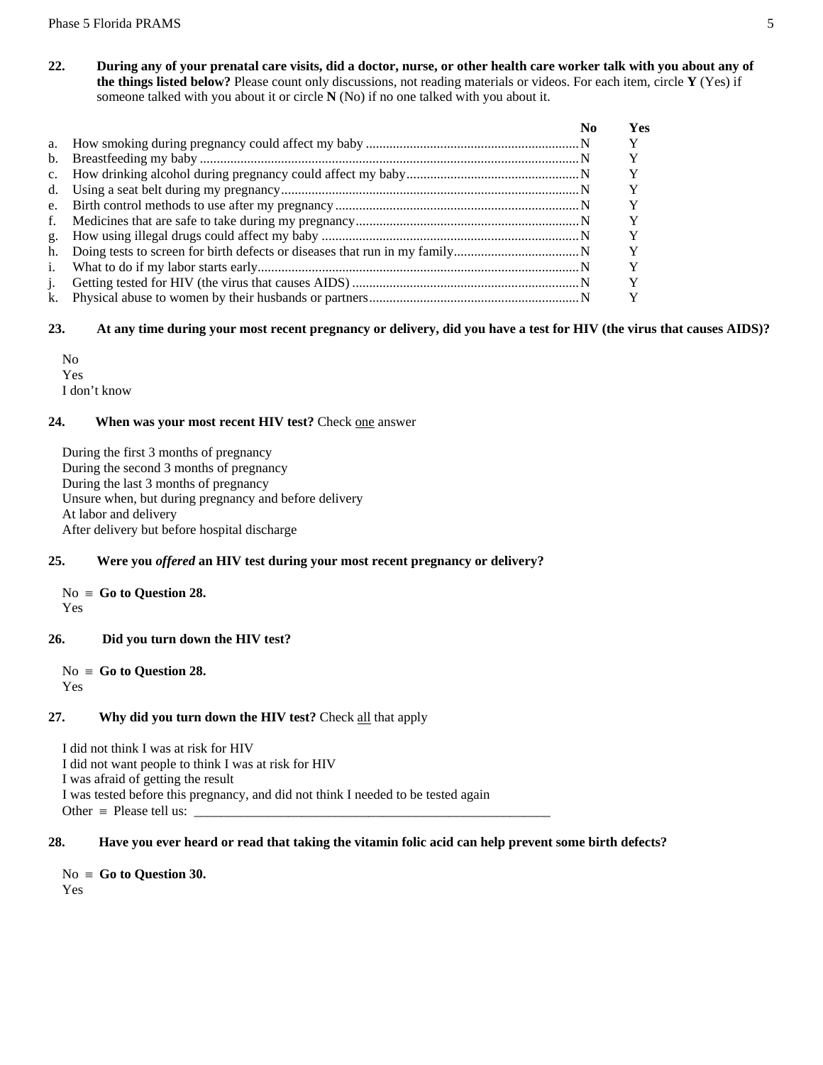**22. During any of your prenatal care visits, did a doctor, nurse, or other health care worker talk with you about any of the things listed below?** Please count only discussions, not reading materials or videos. For each item, circle **Y** (Yes) if someone talked with you about it or circle **N** (No) if no one talked with you about it.

| | | No | Yes |
|---|---|---|---|
| a. | How smoking during pregnancy could affect my baby | N | Y |
| b. | Breastfeeding my baby | N | Y |
| c. | How drinking alcohol during pregnancy could affect my baby | N | Y |
| d. | Using a seat belt during my pregnancy | N | Y |
| e. | Birth control methods to use after my pregnancy | N | Y |
| f. | Medicines that are safe to take during my pregnancy | N | Y |
| g. | How using illegal drugs could affect my baby | N | Y |
| h. | Doing tests to screen for birth defects or diseases that run in my family | N | Y |
| i. | What to do if my labor starts early | N | Y |
| j. | Getting tested for HIV (the virus that causes AIDS) | N | Y |
| k. | Physical abuse to women by their husbands or partners | N | Y |

**23. At any time during your most recent pregnancy or delivery, did you have a test for HIV (the virus that causes AIDS)?**

- No
- Yes
- I don't know

**24. When was your most recent HIV test?** Check one answer

- During the first 3 months of pregnancy
- During the second 3 months of pregnancy
- During the last 3 months of pregnancy
- Unsure when, but during pregnancy and before delivery
- At labor and delivery
- After delivery but before hospital discharge

**25. Were you *offered* an HIV test during your most recent pregnancy or delivery?**

- No ≡ **Go to Question 28.**
- Yes

**26. Did you turn down the HIV test?**

- No ≡ **Go to Question 28.**
- Yes

**27. Why did you turn down the HIV test?** Check all that apply

- I did not think I was at risk for HIV
- I did not want people to think I was at risk for HIV
- I was afraid of getting the result
- I was tested before this pregnancy, and did not think I needed to be tested again
- Other ≡ Please tell us: ________________________________________________________

**28. Have you ever heard or read that taking the vitamin folic acid can help prevent some birth defects?**

- No ≡ **Go to Question 30.**
- Yes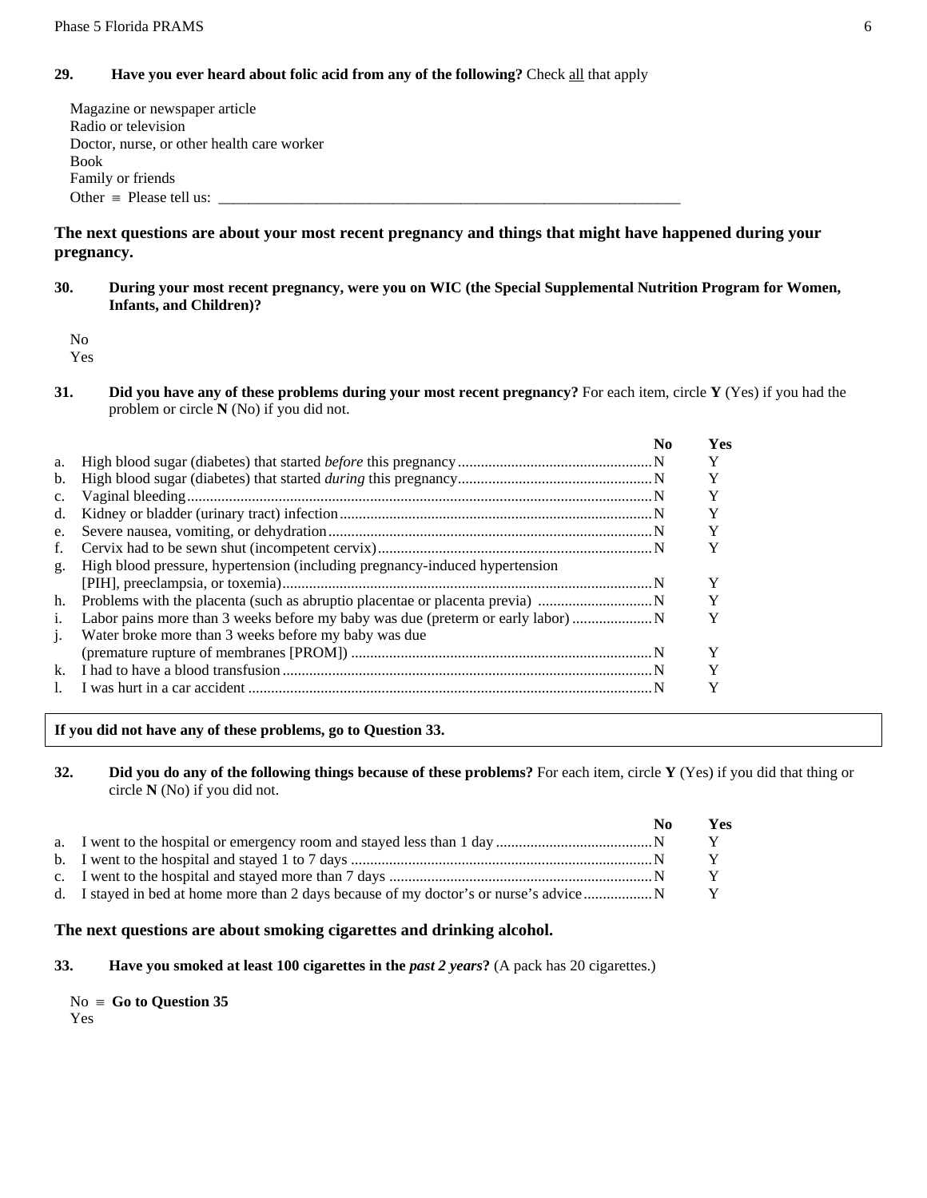**29. Have you ever heard about folic acid from any of the following?** Check all that apply

- Magazine or newspaper article
- Radio or television
- Doctor, nurse, or other health care worker
- Book
- Family or friends
- Other ≡ Please tell us: ________________________________________________________________

**The next questions are about your most recent pregnancy and things that might have happened during your pregnancy.**

**30. During your most recent pregnancy, were you on WIC (the Special Supplemental Nutrition Program for Women, Infants, and Children)?**

- No
- Yes

**31. Did you have any of these problems during your most recent pregnancy?** For each item, circle **Y** (Yes) if you had the problem or circle **N** (No) if you did not.

| | | **No** | **Yes** |
|---|---|---|---|
| a. | High blood sugar (diabetes) that started *before* this pregnancy | N | Y |
| b. | High blood sugar (diabetes) that started *during* this pregnancy | N | Y |
| c. | Vaginal bleeding | N | Y |
| d. | Kidney or bladder (urinary tract) infection | N | Y |
| e. | Severe nausea, vomiting, or dehydration | N | Y |
| f. | Cervix had to be sewn shut (incompetent cervix) | N | Y |
| g. | High blood pressure, hypertension (including pregnancy-induced hypertension [PIH], preeclampsia, or toxemia) | N | Y |
| h. | Problems with the placenta (such as abruptio placentae or placenta previa) | N | Y |
| i. | Labor pains more than 3 weeks before my baby was due (preterm or early labor) | N | Y |
| j. | Water broke more than 3 weeks before my baby was due (premature rupture of membranes [PROM]) | N | Y |
| k. | I had to have a blood transfusion | N | Y |
| l. | I was hurt in a car accident | N | Y |

**If you did not have any of these problems, go to Question 33.**

**32. Did you do any of the following things because of these problems?** For each item, circle **Y** (Yes) if you did that thing or circle **N** (No) if you did not.

| | | **No** | **Yes** |
|---|---|---|---|
| a. | I went to the hospital or emergency room and stayed less than 1 day | N | Y |
| b. | I went to the hospital and stayed 1 to 7 days | N | Y |
| c. | I went to the hospital and stayed more than 7 days | N | Y |
| d. | I stayed in bed at home more than 2 days because of my doctor's or nurse's advice | N | Y |

**The next questions are about smoking cigarettes and drinking alcohol.**

**33. Have you smoked at least 100 cigarettes in the *past 2 years*?** (A pack has 20 cigarettes.)

- No ≡ **Go to Question 35**
- Yes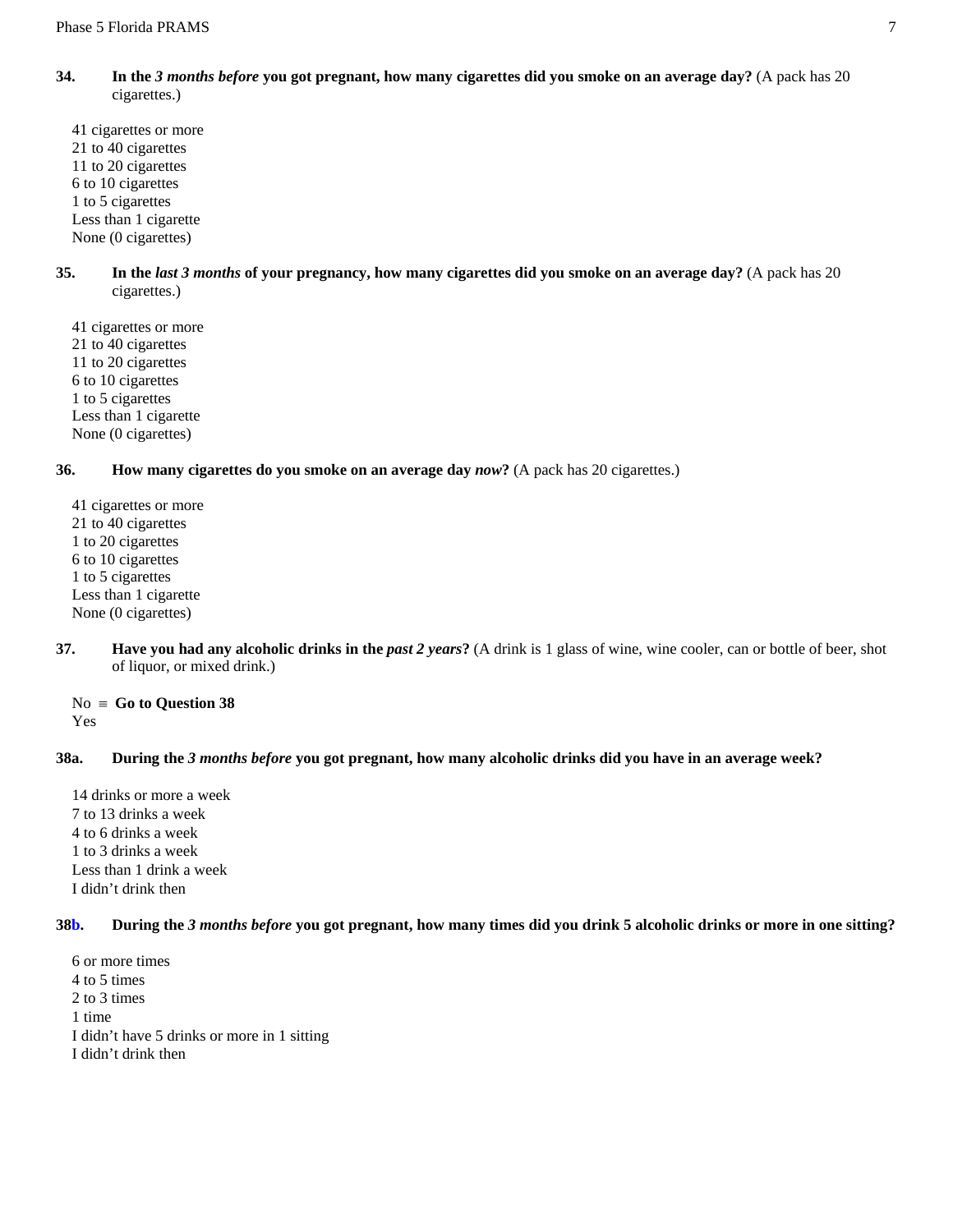**34.** **In the *3 months before* you got pregnant, how many cigarettes did you smoke on an average day?** (A pack has 20 cigarettes.)

41 cigarettes or more
21 to 40 cigarettes
11 to 20 cigarettes
6 to 10 cigarettes
1 to 5 cigarettes
Less than 1 cigarette
None (0 cigarettes)

**35.** **In the *last 3 months* of your pregnancy, how many cigarettes did you smoke on an average day?** (A pack has 20 cigarettes.)

41 cigarettes or more
21 to 40 cigarettes
11 to 20 cigarettes
6 to 10 cigarettes
1 to 5 cigarettes
Less than 1 cigarette
None (0 cigarettes)

**36.** **How many cigarettes do you smoke on an average day *now*?** (A pack has 20 cigarettes.)

41 cigarettes or more
21 to 40 cigarettes
1 to 20 cigarettes
6 to 10 cigarettes
1 to 5 cigarettes
Less than 1 cigarette
None (0 cigarettes)

**37.** **Have you had any alcoholic drinks in the *past 2 years*?** (A drink is 1 glass of wine, wine cooler, can or bottle of beer, shot of liquor, or mixed drink.)

No ≡ **Go to Question 38**
Yes

**38a.** **During the *3 months before* you got pregnant, how many alcoholic drinks did you have in an average week?**

14 drinks or more a week
7 to 13 drinks a week
4 to 6 drinks a week
1 to 3 drinks a week
Less than 1 drink a week
I didn't drink then

**38b.** **During the *3 months before* you got pregnant, how many times did you drink 5 alcoholic drinks or more in one sitting?**

6 or more times
4 to 5 times
2 to 3 times
1 time
I didn't have 5 drinks or more in 1 sitting
I didn't drink then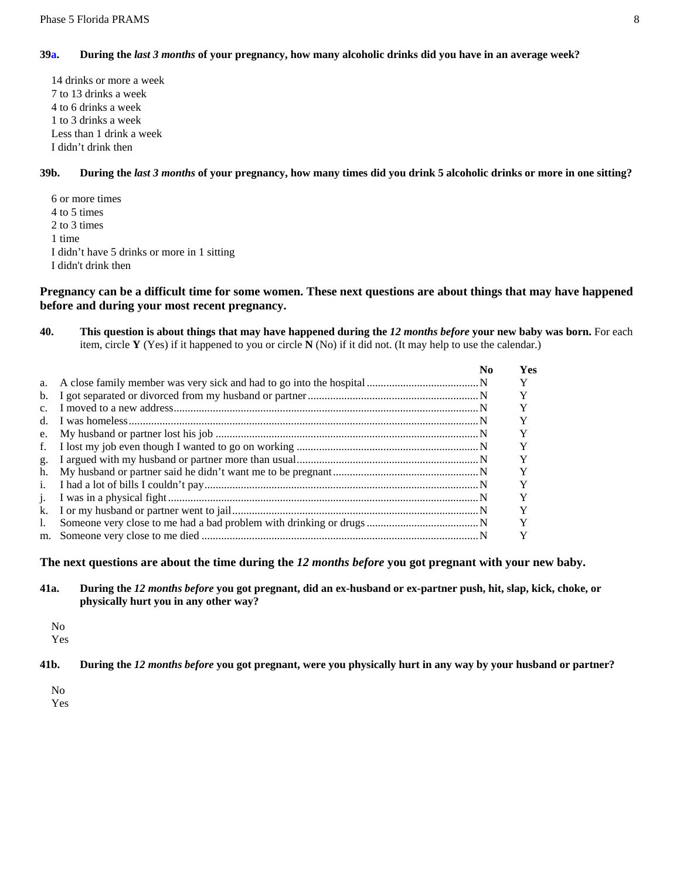**39a. During the *last 3 months* of your pregnancy, how many alcoholic drinks did you have in an average week?**

14 drinks or more a week
7 to 13 drinks a week
4 to 6 drinks a week
1 to 3 drinks a week
Less than 1 drink a week
I didn't drink then

**39b. During the *last 3 months* of your pregnancy, how many times did you drink 5 alcoholic drinks or more in one sitting?**

6 or more times
4 to 5 times
2 to 3 times
1 time
I didn't have 5 drinks or more in 1 sitting
I didn't drink then

**Pregnancy can be a difficult time for some women. These next questions are about things that may have happened before and during your most recent pregnancy.**

**40. This question is about things that may have happened during the *12 months before* your new baby was born.** For each item, circle **Y** (Yes) if it happened to you or circle **N** (No) if it did not. (It may help to use the calendar.)

| | | No | Yes |
|---|---|---|---|
| a. | A close family member was very sick and had to go into the hospital | N | Y |
| b. | I got separated or divorced from my husband or partner | N | Y |
| c. | I moved to a new address | N | Y |
| d. | I was homeless | N | Y |
| e. | My husband or partner lost his job | N | Y |
| f. | I lost my job even though I wanted to go on working | N | Y |
| g. | I argued with my husband or partner more than usual | N | Y |
| h. | My husband or partner said he didn't want me to be pregnant | N | Y |
| i. | I had a lot of bills I couldn't pay | N | Y |
| j. | I was in a physical fight | N | Y |
| k. | I or my husband or partner went to jail | N | Y |
| l. | Someone very close to me had a bad problem with drinking or drugs | N | Y |
| m. | Someone very close to me died | N | Y |

**The next questions are about the time during the *12 months before* you got pregnant with your new baby.**

**41a. During the *12 months before* you got pregnant, did an ex-husband or ex-partner push, hit, slap, kick, choke, or physically hurt you in any other way?**

No
Yes

**41b. During the *12 months before* you got pregnant, were you physically hurt in any way by your husband or partner?**

No
Yes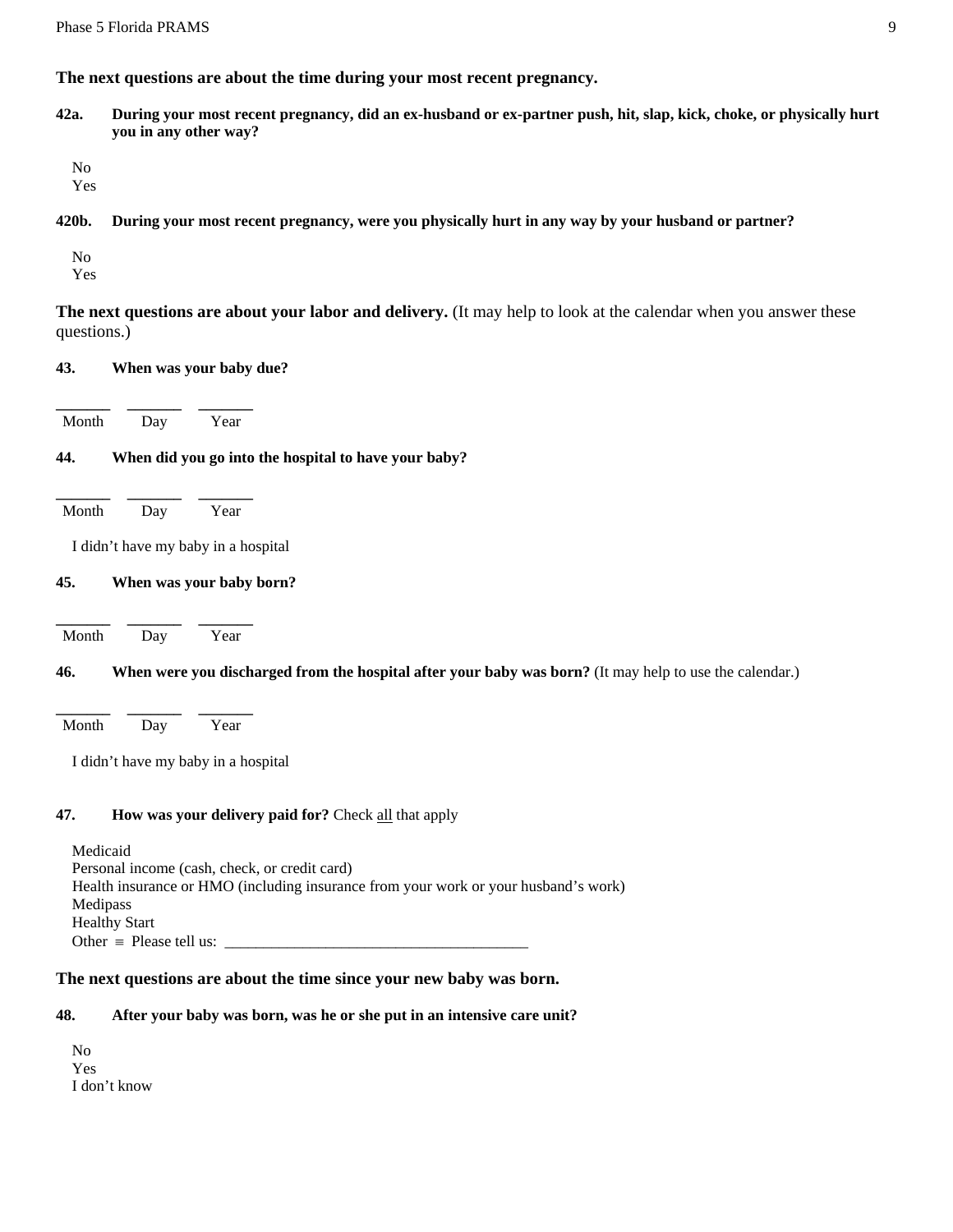**The next questions are about the time during your most recent pregnancy.**

**42a. During your most recent pregnancy, did an ex-husband or ex-partner push, hit, slap, kick, choke, or physically hurt you in any other way?**

No
Yes

**420b. During your most recent pregnancy, were you physically hurt in any way by your husband or partner?**

No
Yes

**The next questions are about your labor and delivery.** (It may help to look at the calendar when you answer these questions.)

**43. When was your baby due?**

______ ______ ______
Month Day Year

**44. When did you go into the hospital to have your baby?**

______ ______ ______
Month Day Year

I didn't have my baby in a hospital

**45. When was your baby born?**

______ ______ ______
Month Day Year

**46. When were you discharged from the hospital after your baby was born?** (It may help to use the calendar.)

______ ______ ______
Month Day Year

I didn't have my baby in a hospital

**47. How was your delivery paid for?** Check all that apply

Medicaid
Personal income (cash, check, or credit card)
Health insurance or HMO (including insurance from your work or your husband's work)
Medipass
Healthy Start
Other ≡ Please tell us: _______________________________________

**The next questions are about the time since your new baby was born.**

**48. After your baby was born, was he or she put in an intensive care unit?**

No
Yes
I don't know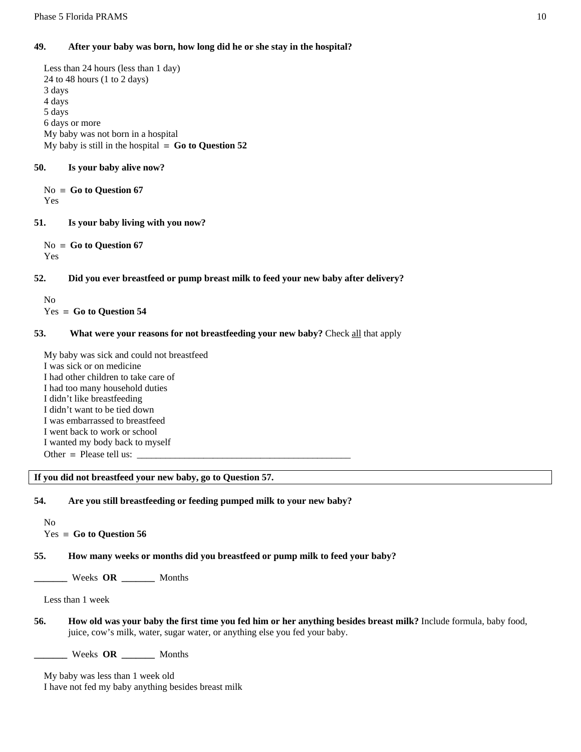**49. After your baby was born, how long did he or she stay in the hospital?**

Less than 24 hours (less than 1 day)
24 to 48 hours (1 to 2 days)
3 days
4 days
5 days
6 days or more
My baby was not born in a hospital
My baby is still in the hospital ≡ **Go to Question 52**

**50. Is your baby alive now?**

No ≡ **Go to Question 67**
Yes

**51. Is your baby living with you now?**

No ≡ **Go to Question 67**
Yes

**52. Did you ever breastfeed or pump breast milk to feed your new baby after delivery?**

No
Yes ≡ **Go to Question 54**

**53. What were your reasons for not breastfeeding your new baby?** Check all that apply

My baby was sick and could not breastfeed
I was sick or on medicine
I had other children to take care of
I had too many household duties
I didn't like breastfeeding
I didn't want to be tied down
I was embarrassed to breastfeed
I went back to work or school
I wanted my body back to myself
Other ≡ Please tell us: _____________________________________________

**If you did not breastfeed your new baby, go to Question 57.**

**54. Are you still breastfeeding or feeding pumped milk to your new baby?**

No
Yes ≡ **Go to Question 56**

**55. How many weeks or months did you breastfeed or pump milk to feed your baby?**

_______ Weeks **OR** _______ Months

Less than 1 week

**56. How old was your baby the first time you fed him or her anything besides breast milk?** Include formula, baby food, juice, cow's milk, water, sugar water, or anything else you fed your baby.

_______ Weeks **OR** _______ Months

My baby was less than 1 week old
I have not fed my baby anything besides breast milk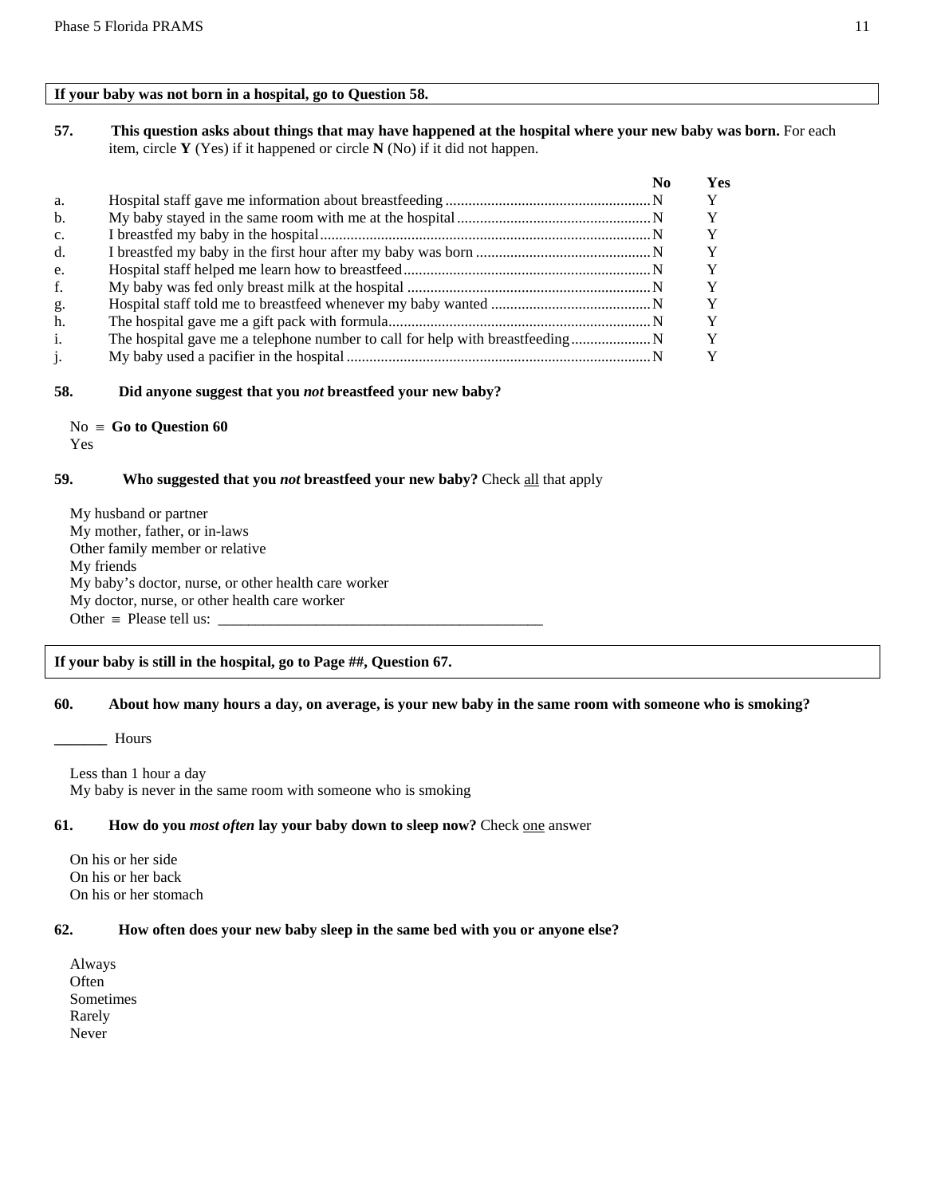**If your baby was not born in a hospital, go to Question 58.**

**57. This question asks about things that may have happened at the hospital where your new baby was born.** For each item, circle **Y** (Yes) if it happened or circle **N** (No) if it did not happen.

| | | No | Yes |
|---|---|---|---|
| a. | Hospital staff gave me information about breastfeeding | N | Y |
| b. | My baby stayed in the same room with me at the hospital | N | Y |
| c. | I breastfed my baby in the hospital | N | Y |
| d. | I breastfed my baby in the first hour after my baby was born | N | Y |
| e. | Hospital staff helped me learn how to breastfeed | N | Y |
| f. | My baby was fed only breast milk at the hospital | N | Y |
| g. | Hospital staff told me to breastfeed whenever my baby wanted | N | Y |
| h. | The hospital gave me a gift pack with formula | N | Y |
| i. | The hospital gave me a telephone number to call for help with breastfeeding | N | Y |
| j. | My baby used a pacifier in the hospital | N | Y |

**58. Did anyone suggest that you *not* breastfeed your new baby?**

No ≡ **Go to Question 60**
Yes

**59. Who suggested that you *not* breastfeed your new baby?** Check all that apply

My husband or partner
My mother, father, or in-laws
Other family member or relative
My friends
My baby's doctor, nurse, or other health care worker
My doctor, nurse, or other health care worker
Other ≡ Please tell us: ____________________________________________

**If your baby is still in the hospital, go to Page ##, Question 67.**

**60. About how many hours a day, on average, is your new baby in the same room with someone who is smoking?**

_______ Hours

Less than 1 hour a day
My baby is never in the same room with someone who is smoking

**61. How do you *most often* lay your baby down to sleep now?** Check one answer

On his or her side
On his or her back
On his or her stomach

**62. How often does your new baby sleep in the same bed with you or anyone else?**

Always
Often
Sometimes
Rarely
Never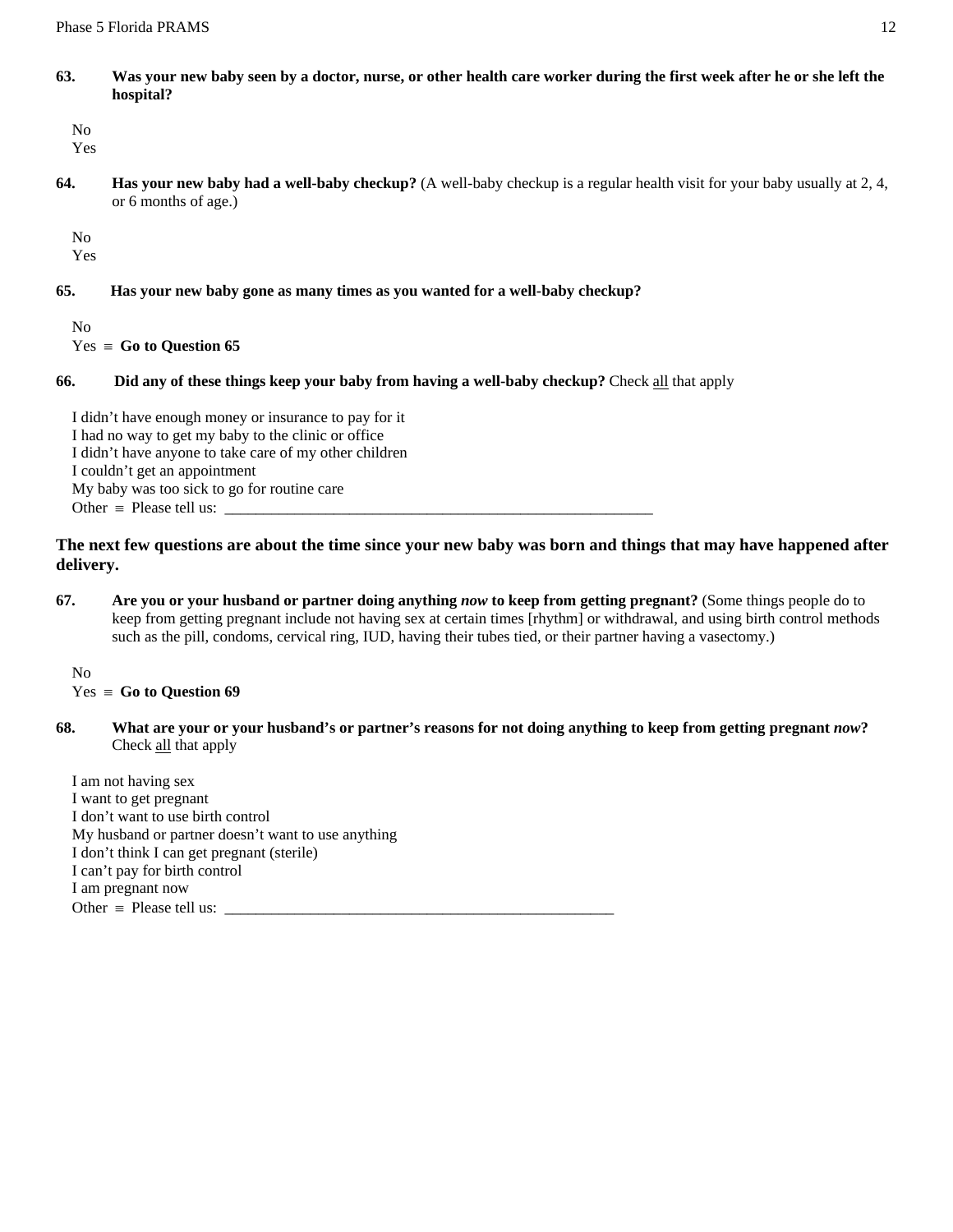**63.** **Was your new baby seen by a doctor, nurse, or other health care worker during the first week after he or she left the hospital?**

No
Yes

**64.** **Has your new baby had a well-baby checkup?** (A well-baby checkup is a regular health visit for your baby usually at 2, 4, or 6 months of age.)

No
Yes

**65.** **Has your new baby gone as many times as you wanted for a well-baby checkup?**

No
Yes ≡ **Go to Question 65**

**66.** **Did any of these things keep your baby from having a well-baby checkup?** Check all that apply

I didn't have enough money or insurance to pay for it
I had no way to get my baby to the clinic or office
I didn't have anyone to take care of my other children
I couldn't get an appointment
My baby was too sick to go for routine care
Other ≡ Please tell us: ________________________________________________________

### The next few questions are about the time since your new baby was born and things that may have happened after delivery.

**67.** **Are you or your husband or partner doing anything *now* to keep from getting pregnant?** (Some things people do to keep from getting pregnant include not having sex at certain times [rhythm] or withdrawal, and using birth control methods such as the pill, condoms, cervical ring, IUD, having their tubes tied, or their partner having a vasectomy.)

No
Yes ≡ **Go to Question 69**

**68.** **What are your or your husband's or partner's reasons for not doing anything to keep from getting pregnant *now*?** Check all that apply

I am not having sex
I want to get pregnant
I don't want to use birth control
My husband or partner doesn't want to use anything
I don't think I can get pregnant (sterile)
I can't pay for birth control
I am pregnant now
Other ≡ Please tell us: ___________________________________________________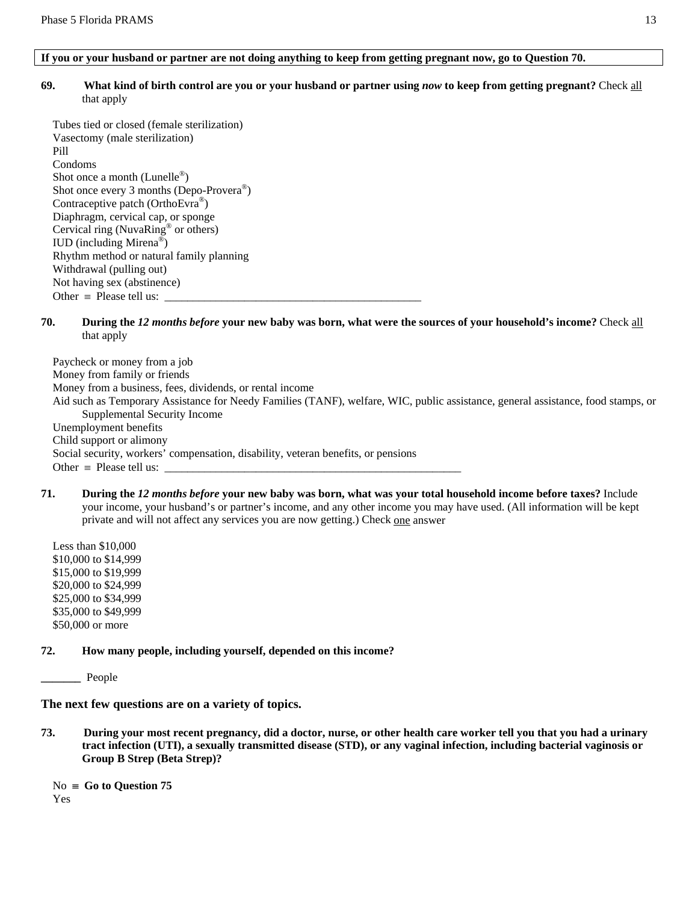**If you or your husband or partner are not doing anything to keep from getting pregnant now, go to Question 70.**

**69. What kind of birth control are you or your husband or partner using *now* to keep from getting pregnant?** Check <u>all</u> that apply

- Tubes tied or closed (female sterilization)
- Vasectomy (male sterilization)
- Pill
- Condoms
- Shot once a month (Lunelle®)
- Shot once every 3 months (Depo-Provera®)
- Contraceptive patch (OrthoEvra®)
- Diaphragm, cervical cap, or sponge
- Cervical ring (NuvaRing® or others)
- IUD (including Mirena®)
- Rhythm method or natural family planning
- Withdrawal (pulling out)
- Not having sex (abstinence)
- Other ≡ Please tell us: _______________________________________________

**70. During the *12 months before* your new baby was born, what were the sources of your household's income?** Check <u>all</u> that apply

- Paycheck or money from a job
- Money from family or friends
- Money from a business, fees, dividends, or rental income
- Aid such as Temporary Assistance for Needy Families (TANF), welfare, WIC, public assistance, general assistance, food stamps, or Supplemental Security Income
- Unemployment benefits
- Child support or alimony
- Social security, workers' compensation, disability, veteran benefits, or pensions
- Other ≡ Please tell us: _______________________________________________________

**71. During the *12 months before* your new baby was born, what was your total household income before taxes?** Include your income, your husband's or partner's income, and any other income you may have used. (All information will be kept private and will not affect any services you are now getting.) Check <u>one</u> answer

- Less than $10,000
- $10,000 to $14,999
- $15,000 to $19,999
- $20,000 to $24,999
- $25,000 to $34,999
- $35,000 to $49,999
- $50,000 or more

**72. How many people, including yourself, depended on this income?**

_______ People

### The next few questions are on a variety of topics.

**73. During your most recent pregnancy, did a doctor, nurse, or other health care worker tell you that you had a urinary tract infection (UTI), a sexually transmitted disease (STD), or any vaginal infection, including bacterial vaginosis or Group B Strep (Beta Strep)?**

- No ≡ **Go to Question 75**
- Yes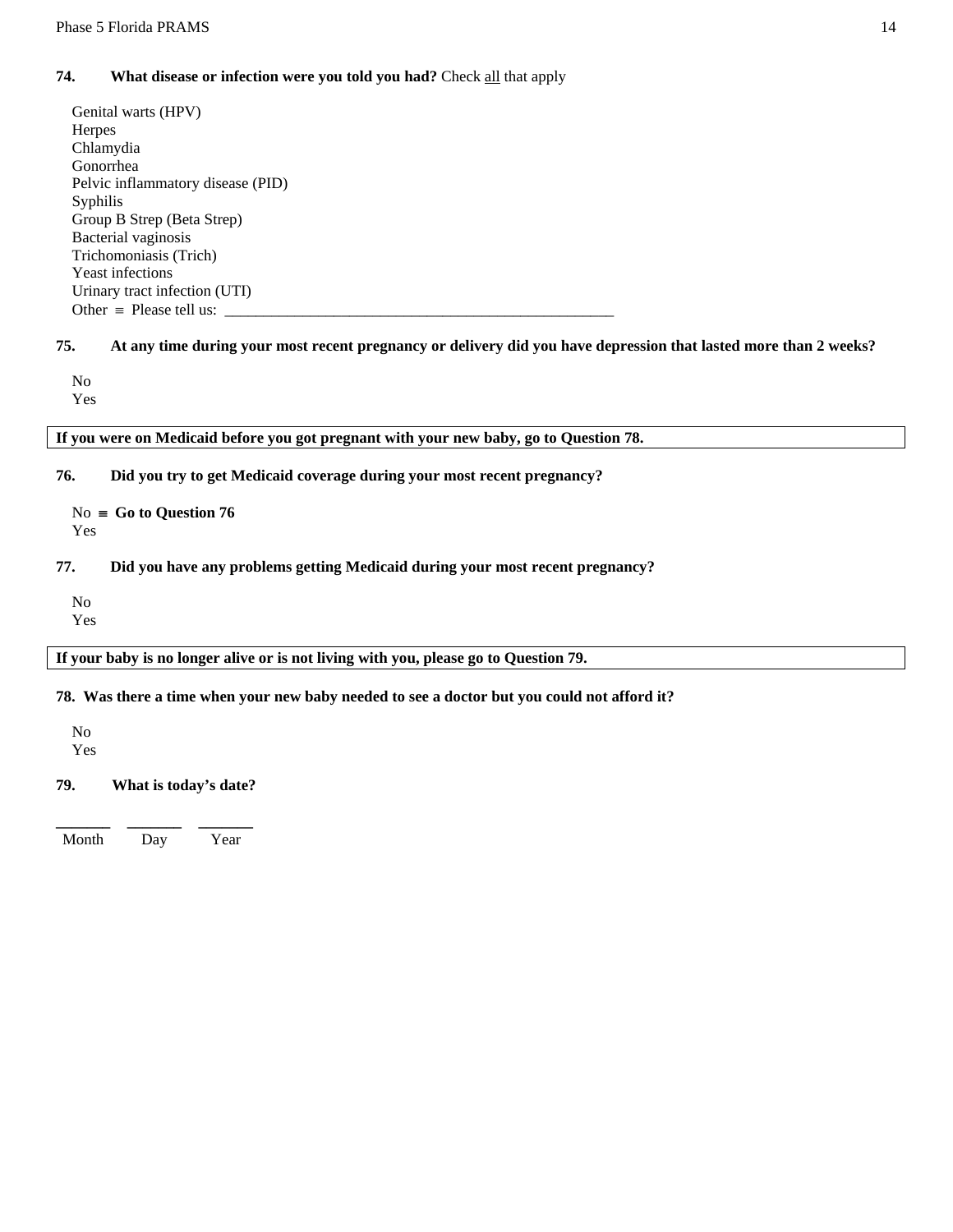**74. What disease or infection were you told you had?** Check <u>all</u> that apply

- Genital warts (HPV)
- Herpes
- Chlamydia
- Gonorrhea
- Pelvic inflammatory disease (PID)
- Syphilis
- Group B Strep (Beta Strep)
- Bacterial vaginosis
- Trichomoniasis (Trich)
- Yeast infections
- Urinary tract infection (UTI)
- Other ≡ Please tell us: ___________________________________________________

**75. At any time during your most recent pregnancy or delivery did you have depression that lasted more than 2 weeks?**

- No
- Yes

**If you were on Medicaid before you got pregnant with your new baby, go to Question 78.**

**76. Did you try to get Medicaid coverage during your most recent pregnancy?**

- No ≡ **Go to Question 76**
- Yes

**77. Did you have any problems getting Medicaid during your most recent pregnancy?**

- No
- Yes

**If your baby is no longer alive or is not living with you, please go to Question 79.**

**78. Was there a time when your new baby needed to see a doctor but you could not afford it?**

- No
- Yes

**79. What is today's date?**

_______ _______ _______
Month Day Year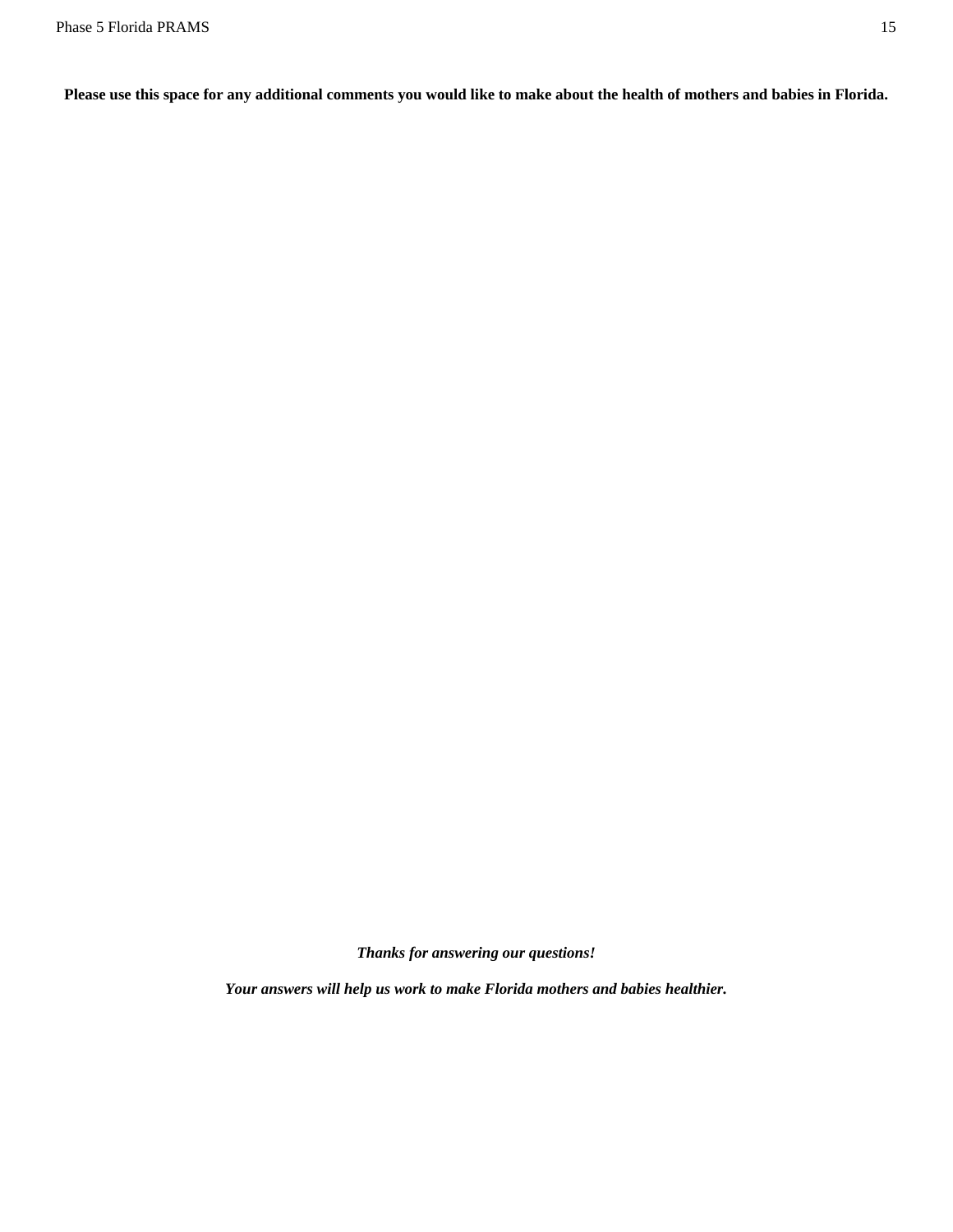**Please use this space for any additional comments you would like to make about the health of mothers and babies in Florida.**

***Thanks for answering our questions!***

***Your answers will help us work to make Florida mothers and babies healthier.***